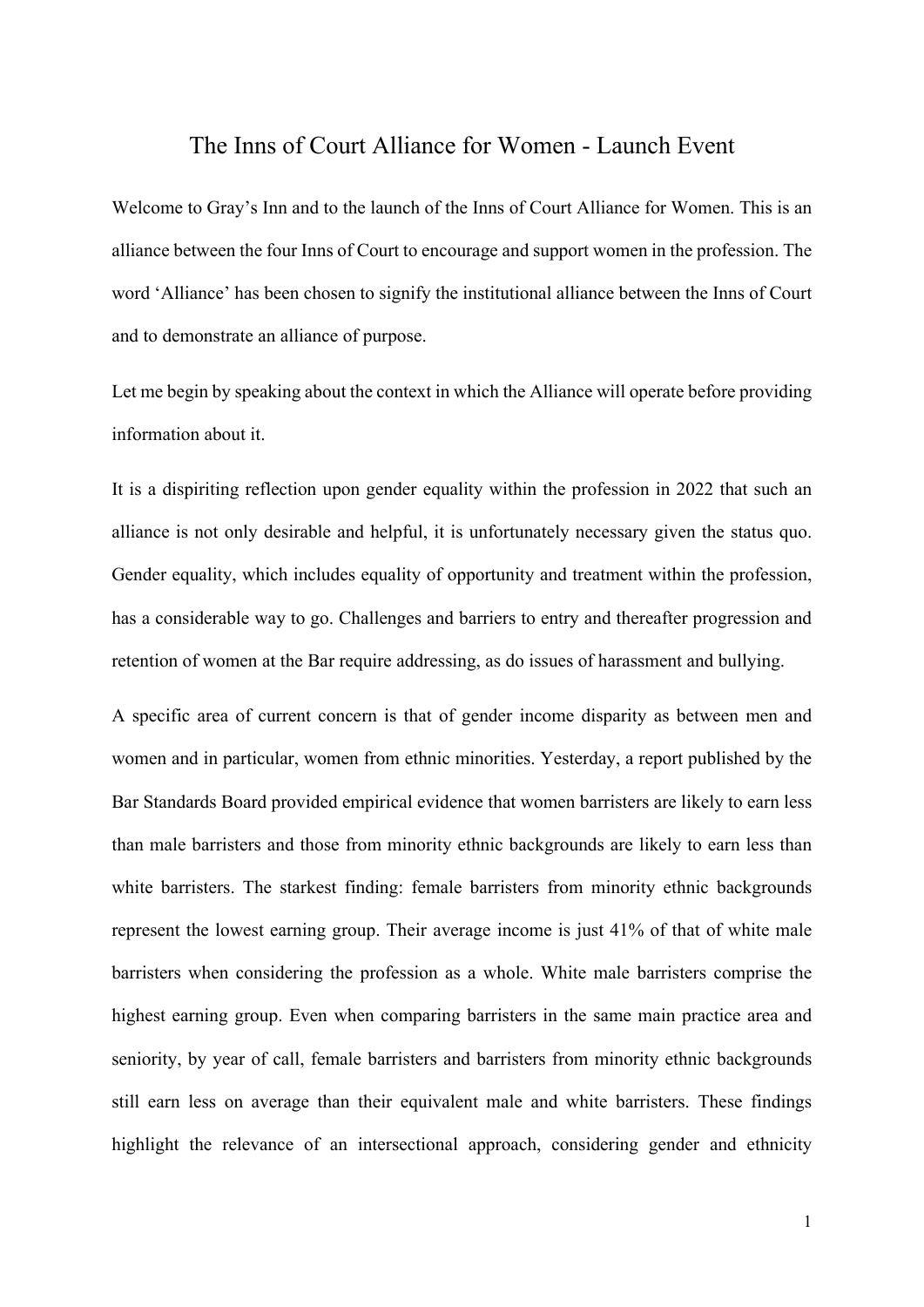# The Inns of Court Alliance for Women - Launch Event

Welcome to Gray's Inn and to the launch of the Inns of Court Alliance for Women. This is an alliance between the four Inns of Court to encourage and support women in the profession. The word 'Alliance' has been chosen to signify the institutional alliance between the Inns of Court and to demonstrate an alliance of purpose.

Let me begin by speaking about the context in which the Alliance will operate before providing information about it.

It is a dispiriting reflection upon gender equality within the profession in 2022 that such an alliance is not only desirable and helpful, it is unfortunately necessary given the status quo. Gender equality, which includes equality of opportunity and treatment within the profession, has a considerable way to go. Challenges and barriers to entry and thereafter progression and retention of women at the Bar require addressing, as do issues of harassment and bullying.

A specific area of current concern is that of gender income disparity as between men and women and in particular, women from ethnic minorities. Yesterday, a report published by the Bar Standards Board provided empirical evidence that women barristers are likely to earn less than male barristers and those from minority ethnic backgrounds are likely to earn less than white barristers. The starkest finding: female barristers from minority ethnic backgrounds represent the lowest earning group. Their average income is just 41% of that of white male barristers when considering the profession as a whole. White male barristers comprise the highest earning group. Even when comparing barristers in the same main practice area and seniority, by year of call, female barristers and barristers from minority ethnic backgrounds still earn less on average than their equivalent male and white barristers. These findings highlight the relevance of an intersectional approach, considering gender and ethnicity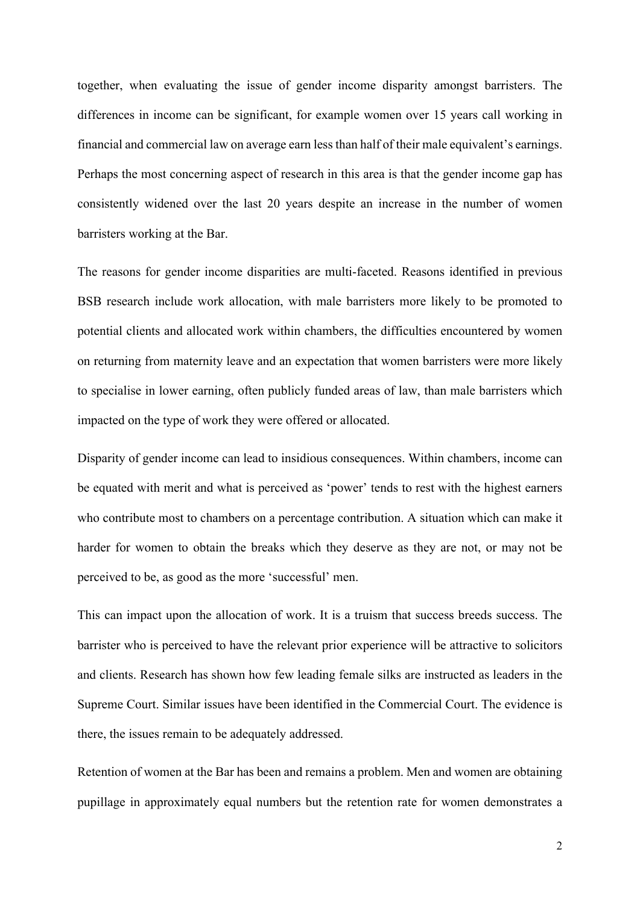together, when evaluating the issue of gender income disparity amongst barristers. The differences in income can be significant, for example women over 15 years call working in financial and commercial law on average earn less than half of their male equivalent's earnings. Perhaps the most concerning aspect of research in this area is that the gender income gap has consistently widened over the last 20 years despite an increase in the number of women barristers working at the Bar.

The reasons for gender income disparities are multi-faceted. Reasons identified in previous BSB research include work allocation, with male barristers more likely to be promoted to potential clients and allocated work within chambers, the difficulties encountered by women on returning from maternity leave and an expectation that women barristers were more likely to specialise in lower earning, often publicly funded areas of law, than male barristers which impacted on the type of work they were offered or allocated.

Disparity of gender income can lead to insidious consequences. Within chambers, income can be equated with merit and what is perceived as 'power' tends to rest with the highest earners who contribute most to chambers on a percentage contribution. A situation which can make it harder for women to obtain the breaks which they deserve as they are not, or may not be perceived to be, as good as the more 'successful' men.

This can impact upon the allocation of work. It is a truism that success breeds success. The barrister who is perceived to have the relevant prior experience will be attractive to solicitors and clients. Research has shown how few leading female silks are instructed as leaders in the Supreme Court. Similar issues have been identified in the Commercial Court. The evidence is there, the issues remain to be adequately addressed.

Retention of women at the Bar has been and remains a problem. Men and women are obtaining pupillage in approximately equal numbers but the retention rate for women demonstrates a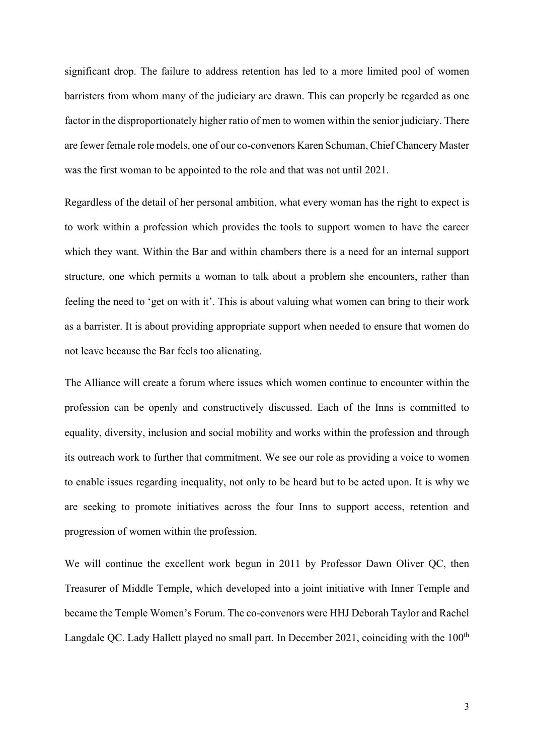significant drop. The failure to address retention has led to a more limited pool of women barristers from whom many of the judiciary are drawn. This can properly be regarded as one factor in the disproportionately higher ratio of men to women within the senior judiciary. There are fewer female role models, one of our co-convenors Karen Schuman, Chief Chancery Master was the first woman to be appointed to the role and that was not until 2021.

Regardless of the detail of her personal ambition, what every woman has the right to expect is to work within a profession which provides the tools to support women to have the career which they want. Within the Bar and within chambers there is a need for an internal support structure, one which permits a woman to talk about a problem she encounters, rather than feeling the need to 'get on with it'. This is about valuing what women can bring to their work as a barrister. It is about providing appropriate support when needed to ensure that women do not leave because the Bar feels too alienating.

The Alliance will create a forum where issues which women continue to encounter within the profession can be openly and constructively discussed. Each of the Inns is committed to equality, diversity, inclusion and social mobility and works within the profession and through its outreach work to further that commitment. We see our role as providing a voice to women to enable issues regarding inequality, not only to be heard but to be acted upon. It is why we are seeking to promote initiatives across the four Inns to support access, retention and progression of women within the profession.

We will continue the excellent work begun in 2011 by Professor Dawn Oliver QC, then Treasurer of Middle Temple, which developed into a joint initiative with Inner Temple and became the Temple Women's Forum. The co-convenors were HHJ Deborah Taylor and Rachel Langdale QC. Lady Hallett played no small part. In December 2021, coinciding with the 100th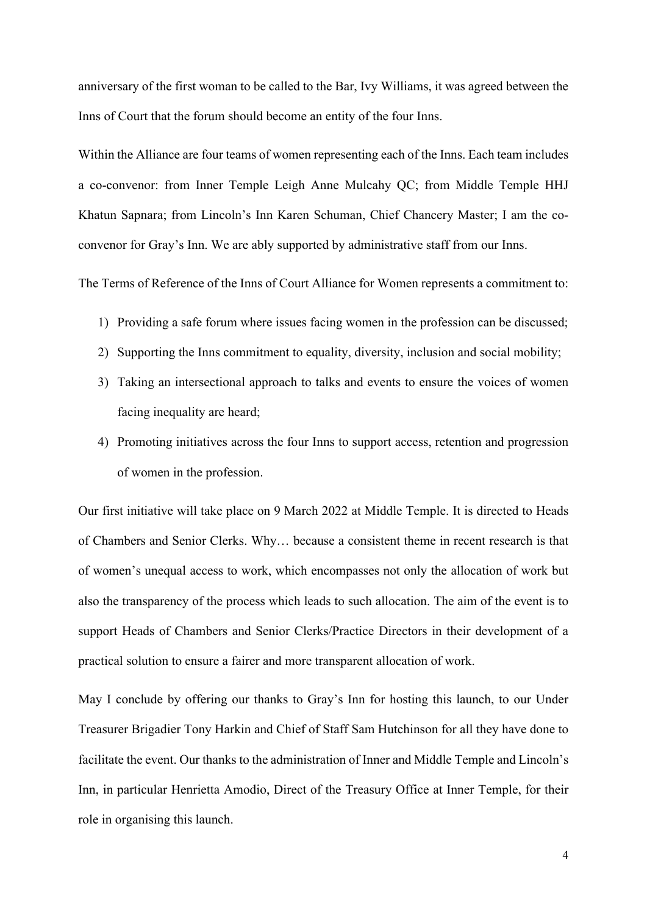anniversary of the first woman to be called to the Bar, Ivy Williams, it was agreed between the Inns of Court that the forum should become an entity of the four Inns.

Within the Alliance are four teams of women representing each of the Inns. Each team includes a co-convenor: from Inner Temple Leigh Anne Mulcahy QC; from Middle Temple HHJ Khatun Sapnara; from Lincoln's Inn Karen Schuman, Chief Chancery Master; I am the co-convenor for Gray's Inn. We are ably supported by administrative staff from our Inns.

The Terms of Reference of the Inns of Court Alliance for Women represents a commitment to:

1) Providing a safe forum where issues facing women in the profession can be discussed;
2) Supporting the Inns commitment to equality, diversity, inclusion and social mobility;
3) Taking an intersectional approach to talks and events to ensure the voices of women facing inequality are heard;
4) Promoting initiatives across the four Inns to support access, retention and progression of women in the profession.

Our first initiative will take place on 9 March 2022 at Middle Temple. It is directed to Heads of Chambers and Senior Clerks. Why… because a consistent theme in recent research is that of women's unequal access to work, which encompasses not only the allocation of work but also the transparency of the process which leads to such allocation. The aim of the event is to support Heads of Chambers and Senior Clerks/Practice Directors in their development of a practical solution to ensure a fairer and more transparent allocation of work.

May I conclude by offering our thanks to Gray's Inn for hosting this launch, to our Under Treasurer Brigadier Tony Harkin and Chief of Staff Sam Hutchinson for all they have done to facilitate the event. Our thanks to the administration of Inner and Middle Temple and Lincoln's Inn, in particular Henrietta Amodio, Direct of the Treasury Office at Inner Temple, for their role in organising this launch.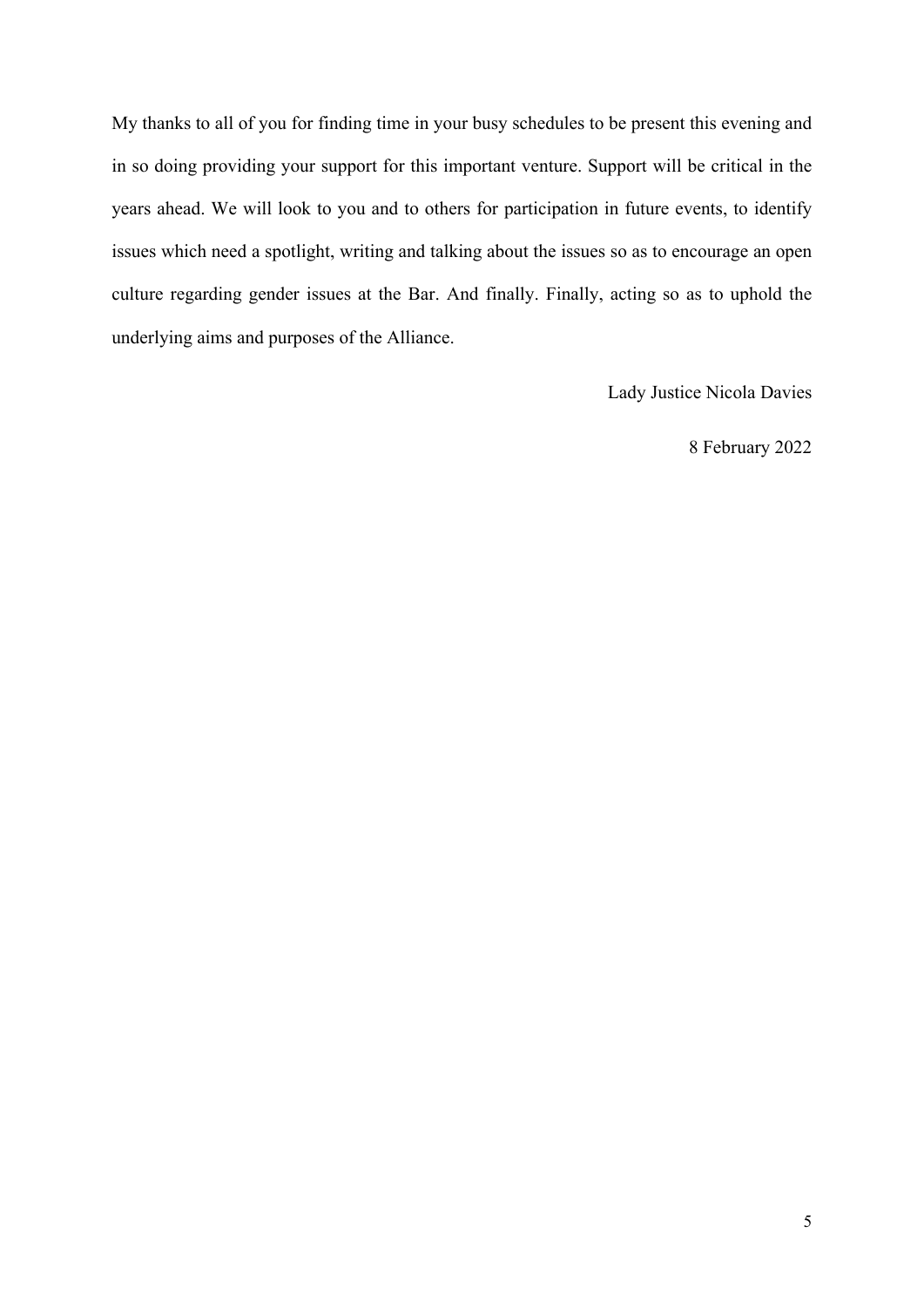My thanks to all of you for finding time in your busy schedules to be present this evening and in so doing providing your support for this important venture. Support will be critical in the years ahead. We will look to you and to others for participation in future events, to identify issues which need a spotlight, writing and talking about the issues so as to encourage an open culture regarding gender issues at the Bar. And finally. Finally, acting so as to uphold the underlying aims and purposes of the Alliance.

Lady Justice Nicola Davies

8 February 2022